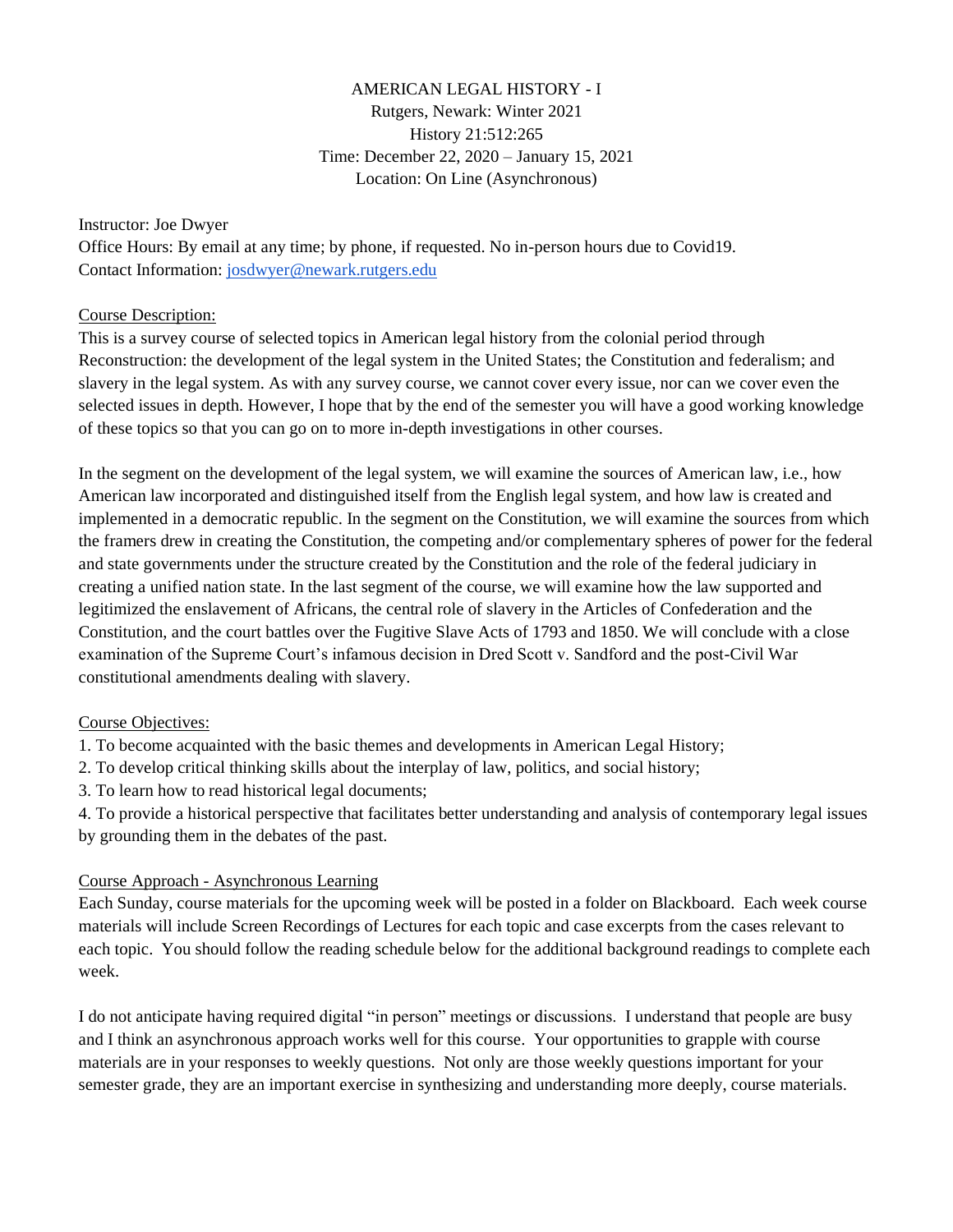# AMERICAN LEGAL HISTORY - I

Rutgers, Newark: Winter 2021
History 21:512:265
Time: December 22, 2020 – January 15, 2021
Location: On Line (Asynchronous)

Instructor: Joe Dwyer
Office Hours: By email at any time; by phone, if requested. No in-person hours due to Covid19.
Contact Information: josdwyer@newark.rutgers.edu

## Course Description:

This is a survey course of selected topics in American legal history from the colonial period through Reconstruction: the development of the legal system in the United States; the Constitution and federalism; and slavery in the legal system. As with any survey course, we cannot cover every issue, nor can we cover even the selected issues in depth. However, I hope that by the end of the semester you will have a good working knowledge of these topics so that you can go on to more in-depth investigations in other courses.

In the segment on the development of the legal system, we will examine the sources of American law, i.e., how American law incorporated and distinguished itself from the English legal system, and how law is created and implemented in a democratic republic. In the segment on the Constitution, we will examine the sources from which the framers drew in creating the Constitution, the competing and/or complementary spheres of power for the federal and state governments under the structure created by the Constitution and the role of the federal judiciary in creating a unified nation state. In the last segment of the course, we will examine how the law supported and legitimized the enslavement of Africans, the central role of slavery in the Articles of Confederation and the Constitution, and the court battles over the Fugitive Slave Acts of 1793 and 1850. We will conclude with a close examination of the Supreme Court's infamous decision in Dred Scott v. Sandford and the post-Civil War constitutional amendments dealing with slavery.

## Course Objectives:

1. To become acquainted with the basic themes and developments in American Legal History;
2. To develop critical thinking skills about the interplay of law, politics, and social history;
3. To learn how to read historical legal documents;
4. To provide a historical perspective that facilitates better understanding and analysis of contemporary legal issues by grounding them in the debates of the past.

## Course Approach - Asynchronous Learning

Each Sunday, course materials for the upcoming week will be posted in a folder on Blackboard. Each week course materials will include Screen Recordings of Lectures for each topic and case excerpts from the cases relevant to each topic. You should follow the reading schedule below for the additional background readings to complete each week.

I do not anticipate having required digital "in person" meetings or discussions. I understand that people are busy and I think an asynchronous approach works well for this course. Your opportunities to grapple with course materials are in your responses to weekly questions. Not only are those weekly questions important for your semester grade, they are an important exercise in synthesizing and understanding more deeply, course materials.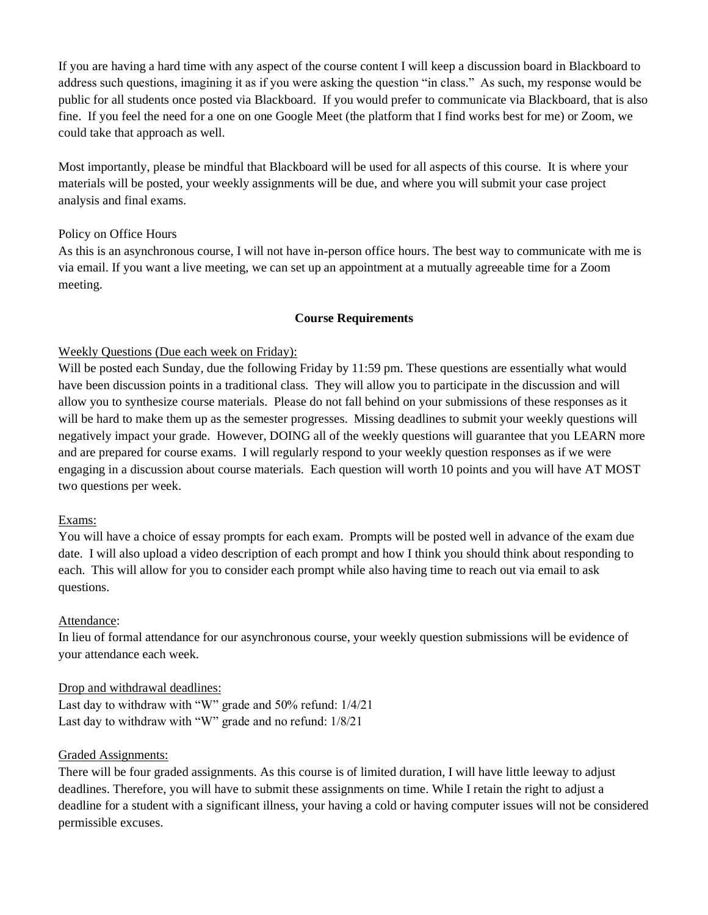If you are having a hard time with any aspect of the course content I will keep a discussion board in Blackboard to address such questions, imagining it as if you were asking the question "in class." As such, my response would be public for all students once posted via Blackboard. If you would prefer to communicate via Blackboard, that is also fine. If you feel the need for a one on one Google Meet (the platform that I find works best for me) or Zoom, we could take that approach as well.

Most importantly, please be mindful that Blackboard will be used for all aspects of this course. It is where your materials will be posted, your weekly assignments will be due, and where you will submit your case project analysis and final exams.

Policy on Office Hours

As this is an asynchronous course, I will not have in-person office hours. The best way to communicate with me is via email. If you want a live meeting, we can set up an appointment at a mutually agreeable time for a Zoom meeting.

## Course Requirements

Weekly Questions (Due each week on Friday):

Will be posted each Sunday, due the following Friday by 11:59 pm. These questions are essentially what would have been discussion points in a traditional class. They will allow you to participate in the discussion and will allow you to synthesize course materials. Please do not fall behind on your submissions of these responses as it will be hard to make them up as the semester progresses. Missing deadlines to submit your weekly questions will negatively impact your grade. However, DOING all of the weekly questions will guarantee that you LEARN more and are prepared for course exams. I will regularly respond to your weekly question responses as if we were engaging in a discussion about course materials. Each question will worth 10 points and you will have AT MOST two questions per week.

Exams:

You will have a choice of essay prompts for each exam. Prompts will be posted well in advance of the exam due date. I will also upload a video description of each prompt and how I think you should think about responding to each. This will allow for you to consider each prompt while also having time to reach out via email to ask questions.

Attendance:

In lieu of formal attendance for our asynchronous course, your weekly question submissions will be evidence of your attendance each week.

Drop and withdrawal deadlines:

Last day to withdraw with "W" grade and 50% refund: 1/4/21
Last day to withdraw with "W" grade and no refund: 1/8/21

Graded Assignments:

There will be four graded assignments. As this course is of limited duration, I will have little leeway to adjust deadlines. Therefore, you will have to submit these assignments on time. While I retain the right to adjust a deadline for a student with a significant illness, your having a cold or having computer issues will not be considered permissible excuses.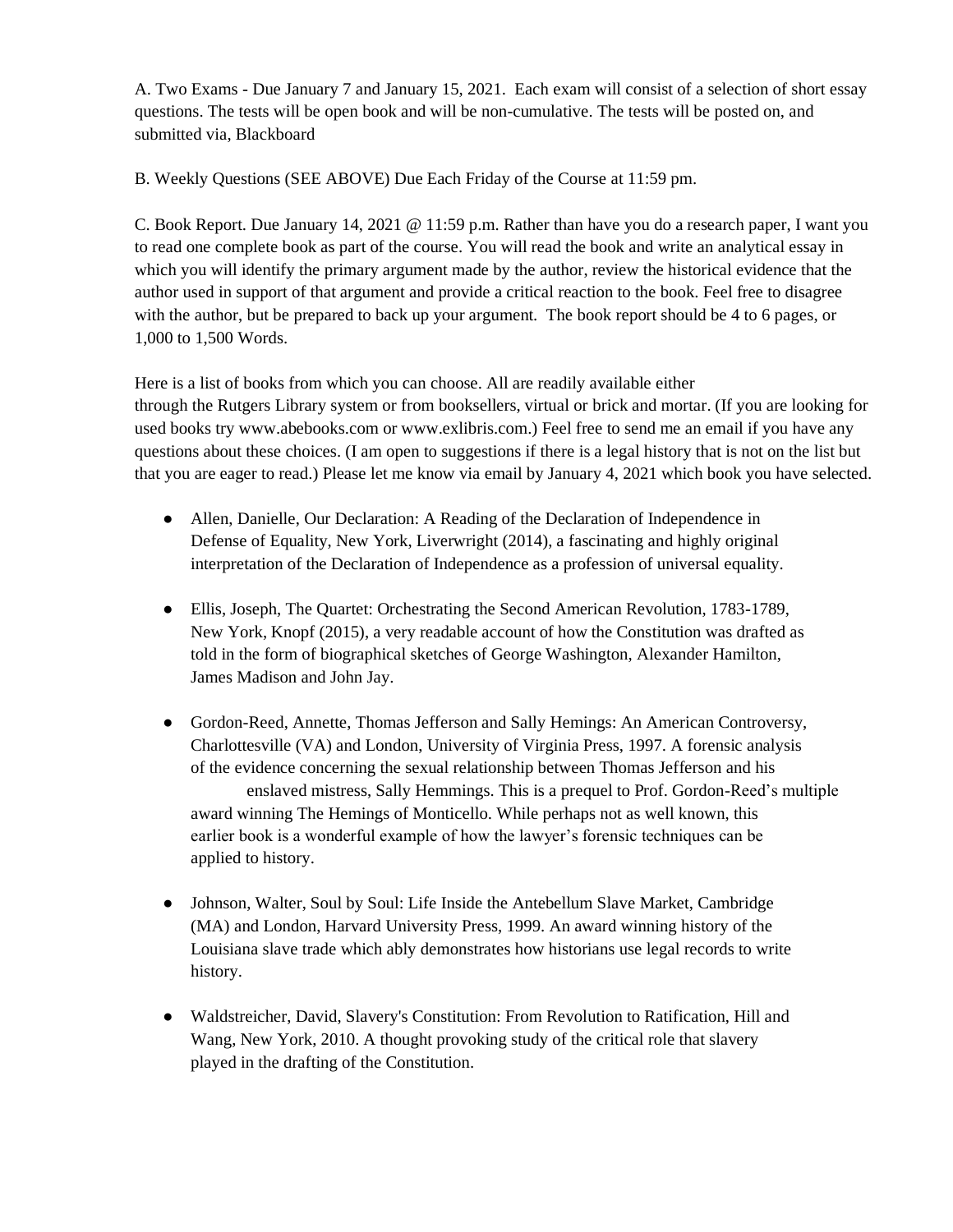A. Two Exams - Due January 7 and January 15, 2021. Each exam will consist of a selection of short essay questions. The tests will be open book and will be non-cumulative. The tests will be posted on, and submitted via, Blackboard

B. Weekly Questions (SEE ABOVE) Due Each Friday of the Course at 11:59 pm.

C. Book Report. Due January 14, 2021 @ 11:59 p.m. Rather than have you do a research paper, I want you to read one complete book as part of the course. You will read the book and write an analytical essay in which you will identify the primary argument made by the author, review the historical evidence that the author used in support of that argument and provide a critical reaction to the book. Feel free to disagree with the author, but be prepared to back up your argument. The book report should be 4 to 6 pages, or 1,000 to 1,500 Words.

Here is a list of books from which you can choose. All are readily available either through the Rutgers Library system or from booksellers, virtual or brick and mortar. (If you are looking for used books try www.abebooks.com or www.exlibris.com.) Feel free to send me an email if you have any questions about these choices. (I am open to suggestions if there is a legal history that is not on the list but that you are eager to read.) Please let me know via email by January 4, 2021 which book you have selected.

- Allen, Danielle, Our Declaration: A Reading of the Declaration of Independence in Defense of Equality, New York, Liverwright (2014), a fascinating and highly original interpretation of the Declaration of Independence as a profession of universal equality.

- Ellis, Joseph, The Quartet: Orchestrating the Second American Revolution, 1783-1789, New York, Knopf (2015), a very readable account of how the Constitution was drafted as told in the form of biographical sketches of George Washington, Alexander Hamilton, James Madison and John Jay.

- Gordon-Reed, Annette, Thomas Jefferson and Sally Hemings: An American Controversy, Charlottesville (VA) and London, University of Virginia Press, 1997. A forensic analysis of the evidence concerning the sexual relationship between Thomas Jefferson and his enslaved mistress, Sally Hemmings. This is a prequel to Prof. Gordon-Reed's multiple award winning The Hemings of Monticello. While perhaps not as well known, this earlier book is a wonderful example of how the lawyer's forensic techniques can be applied to history.

- Johnson, Walter, Soul by Soul: Life Inside the Antebellum Slave Market, Cambridge (MA) and London, Harvard University Press, 1999. An award winning history of the Louisiana slave trade which ably demonstrates how historians use legal records to write history.

- Waldstreicher, David, Slavery's Constitution: From Revolution to Ratification, Hill and Wang, New York, 2010. A thought provoking study of the critical role that slavery played in the drafting of the Constitution.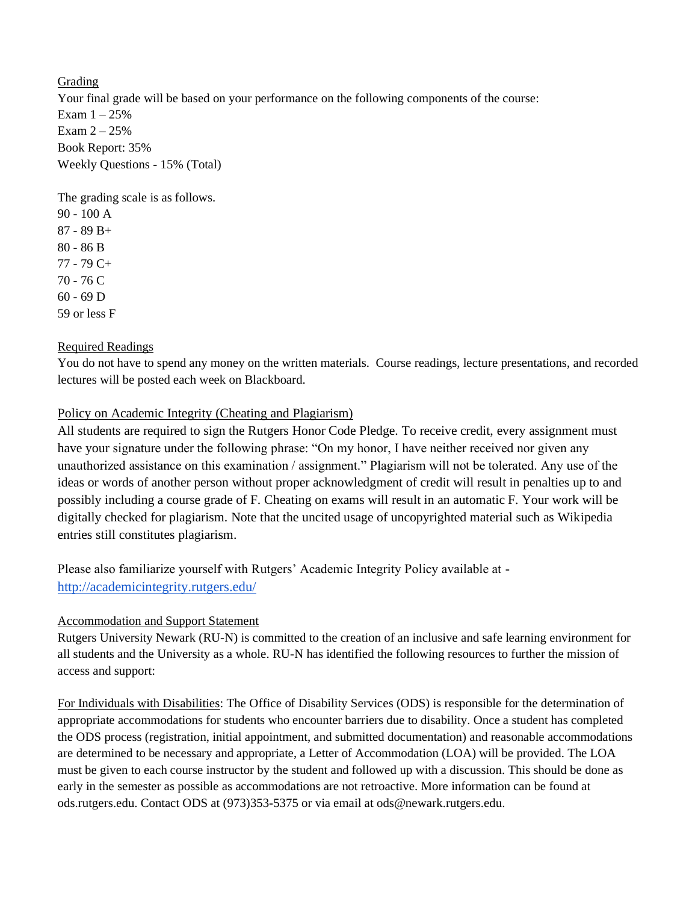Grading

Your final grade will be based on your performance on the following components of the course:

Exam 1 – 25%
Exam 2 – 25%
Book Report: 35%
Weekly Questions - 15% (Total)

The grading scale is as follows.

90 - 100 A
87 - 89 B+
80 - 86 B
77 - 79 C+
70 - 76 C
60 - 69 D
59 or less F

Required Readings

You do not have to spend any money on the written materials. Course readings, lecture presentations, and recorded lectures will be posted each week on Blackboard.

Policy on Academic Integrity (Cheating and Plagiarism)

All students are required to sign the Rutgers Honor Code Pledge. To receive credit, every assignment must have your signature under the following phrase: "On my honor, I have neither received nor given any unauthorized assistance on this examination / assignment." Plagiarism will not be tolerated. Any use of the ideas or words of another person without proper acknowledgment of credit will result in penalties up to and possibly including a course grade of F. Cheating on exams will result in an automatic F. Your work will be digitally checked for plagiarism. Note that the uncited usage of uncopyrighted material such as Wikipedia entries still constitutes plagiarism.

Please also familiarize yourself with Rutgers' Academic Integrity Policy available at - http://academicintegrity.rutgers.edu/

Accommodation and Support Statement

Rutgers University Newark (RU-N) is committed to the creation of an inclusive and safe learning environment for all students and the University as a whole. RU-N has identified the following resources to further the mission of access and support:

For Individuals with Disabilities: The Office of Disability Services (ODS) is responsible for the determination of appropriate accommodations for students who encounter barriers due to disability. Once a student has completed the ODS process (registration, initial appointment, and submitted documentation) and reasonable accommodations are determined to be necessary and appropriate, a Letter of Accommodation (LOA) will be provided. The LOA must be given to each course instructor by the student and followed up with a discussion. This should be done as early in the semester as possible as accommodations are not retroactive. More information can be found at ods.rutgers.edu. Contact ODS at (973)353-5375 or via email at ods@newark.rutgers.edu.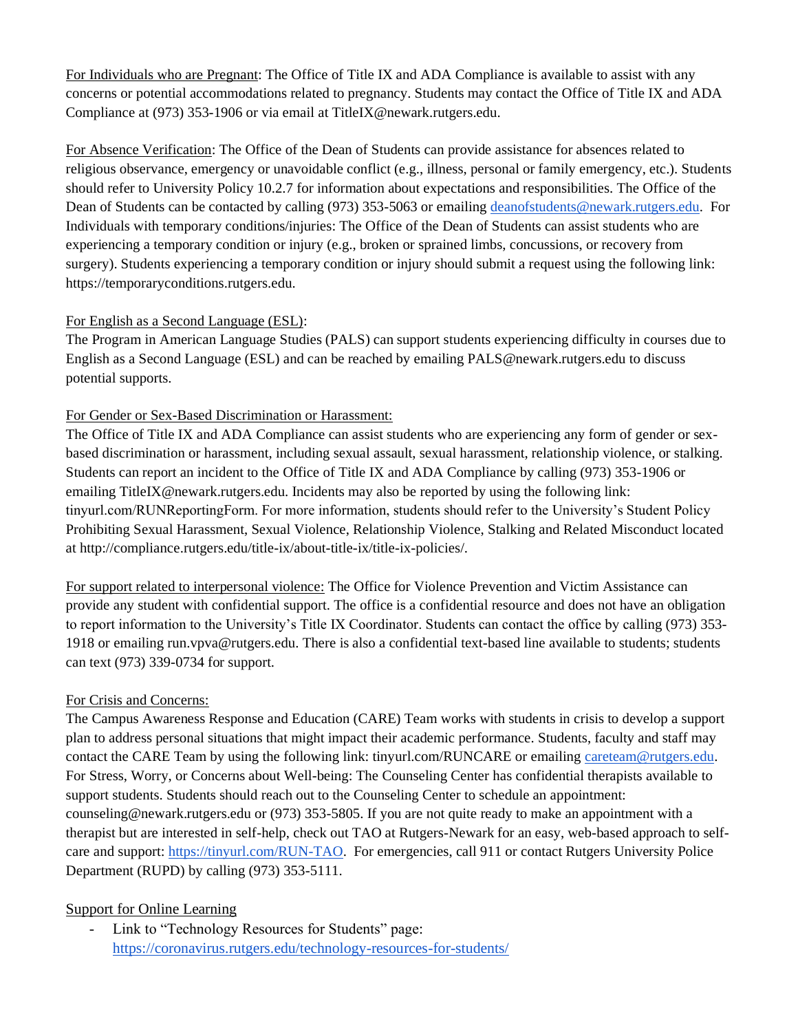For Individuals who are Pregnant: The Office of Title IX and ADA Compliance is available to assist with any concerns or potential accommodations related to pregnancy. Students may contact the Office of Title IX and ADA Compliance at (973) 353-1906 or via email at TitleIX@newark.rutgers.edu.

For Absence Verification: The Office of the Dean of Students can provide assistance for absences related to religious observance, emergency or unavoidable conflict (e.g., illness, personal or family emergency, etc.). Students should refer to University Policy 10.2.7 for information about expectations and responsibilities. The Office of the Dean of Students can be contacted by calling (973) 353-5063 or emailing [deanofstudents@newark.rutgers.edu](mailto:deanofstudents@newark.rutgers.edu). For Individuals with temporary conditions/injuries: The Office of the Dean of Students can assist students who are experiencing a temporary condition or injury (e.g., broken or sprained limbs, concussions, or recovery from surgery). Students experiencing a temporary condition or injury should submit a request using the following link: https://temporaryconditions.rutgers.edu.

For English as a Second Language (ESL):
The Program in American Language Studies (PALS) can support students experiencing difficulty in courses due to English as a Second Language (ESL) and can be reached by emailing PALS@newark.rutgers.edu to discuss potential supports.

For Gender or Sex-Based Discrimination or Harassment:
The Office of Title IX and ADA Compliance can assist students who are experiencing any form of gender or sex-based discrimination or harassment, including sexual assault, sexual harassment, relationship violence, or stalking. Students can report an incident to the Office of Title IX and ADA Compliance by calling (973) 353-1906 or emailing TitleIX@newark.rutgers.edu. Incidents may also be reported by using the following link: tinyurl.com/RUNReportingForm. For more information, students should refer to the University's Student Policy Prohibiting Sexual Harassment, Sexual Violence, Relationship Violence, Stalking and Related Misconduct located at http://compliance.rutgers.edu/title-ix/about-title-ix/title-ix-policies/.

For support related to interpersonal violence: The Office for Violence Prevention and Victim Assistance can provide any student with confidential support. The office is a confidential resource and does not have an obligation to report information to the University's Title IX Coordinator. Students can contact the office by calling (973) 353-1918 or emailing run.vpva@rutgers.edu. There is also a confidential text-based line available to students; students can text (973) 339-0734 for support.

For Crisis and Concerns:
The Campus Awareness Response and Education (CARE) Team works with students in crisis to develop a support plan to address personal situations that might impact their academic performance. Students, faculty and staff may contact the CARE Team by using the following link: tinyurl.com/RUNCARE or emailing [careteam@rutgers.edu](mailto:careteam@rutgers.edu). For Stress, Worry, or Concerns about Well-being: The Counseling Center has confidential therapists available to support students. Students should reach out to the Counseling Center to schedule an appointment: counseling@newark.rutgers.edu or (973) 353-5805. If you are not quite ready to make an appointment with a therapist but are interested in self-help, check out TAO at Rutgers-Newark for an easy, web-based approach to self-care and support: [https://tinyurl.com/RUN-TAO](https://tinyurl.com/RUN-TAO). For emergencies, call 911 or contact Rutgers University Police Department (RUPD) by calling (973) 353-5111.

Support for Online Learning

- Link to "Technology Resources for Students" page: [https://coronavirus.rutgers.edu/technology-resources-for-students/](https://coronavirus.rutgers.edu/technology-resources-for-students/)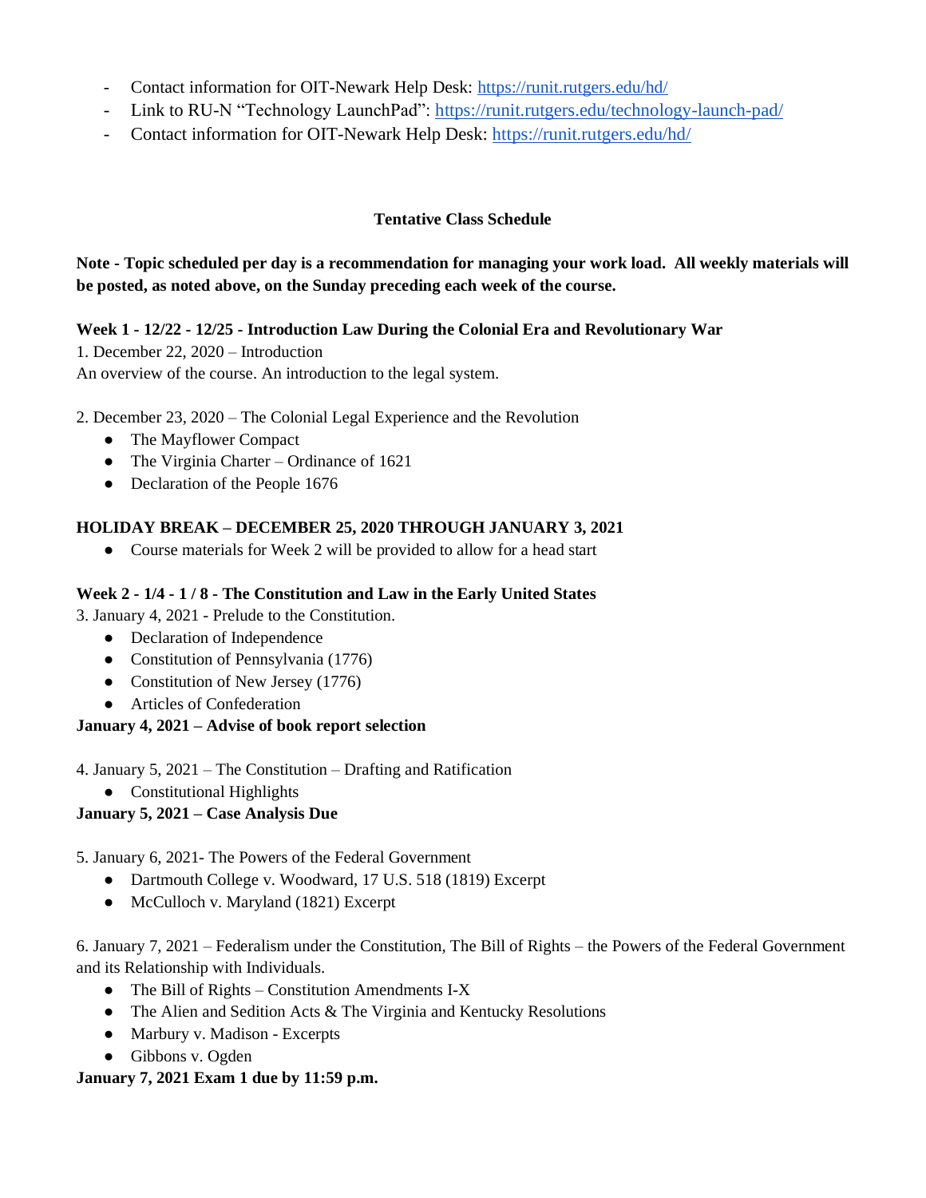- Contact information for OIT-Newark Help Desk: https://runit.rutgers.edu/hd/
- Link to RU-N "Technology LaunchPad": https://runit.rutgers.edu/technology-launch-pad/
- Contact information for OIT-Newark Help Desk: https://runit.rutgers.edu/hd/

## Tentative Class Schedule

**Note - Topic scheduled per day is a recommendation for managing your work load. All weekly materials will be posted, as noted above, on the Sunday preceding each week of the course.**

**Week 1 - 12/22 - 12/25 - Introduction Law During the Colonial Era and Revolutionary War**

1. December 22, 2020 – Introduction

An overview of the course. An introduction to the legal system.

2. December 23, 2020 – The Colonial Legal Experience and the Revolution
   - The Mayflower Compact
   - The Virginia Charter – Ordinance of 1621
   - Declaration of the People 1676

**HOLIDAY BREAK – DECEMBER 25, 2020 THROUGH JANUARY 3, 2021**

- Course materials for Week 2 will be provided to allow for a head start

**Week 2 - 1/4 - 1 / 8 - The Constitution and Law in the Early United States**

3. January 4, 2021 - Prelude to the Constitution.
   - Declaration of Independence
   - Constitution of Pennsylvania (1776)
   - Constitution of New Jersey (1776)
   - Articles of Confederation

**January 4, 2021 – Advise of book report selection**

4. January 5, 2021 – The Constitution – Drafting and Ratification
   - Constitutional Highlights

**January 5, 2021 – Case Analysis Due**

5. January 6, 2021- The Powers of the Federal Government
   - Dartmouth College v. Woodward, 17 U.S. 518 (1819) Excerpt
   - McCulloch v. Maryland (1821) Excerpt

6. January 7, 2021 – Federalism under the Constitution, The Bill of Rights – the Powers of the Federal Government and its Relationship with Individuals.
   - The Bill of Rights – Constitution Amendments I-X
   - The Alien and Sedition Acts & The Virginia and Kentucky Resolutions
   - Marbury v. Madison - Excerpts
   - Gibbons v. Ogden

**January 7, 2021 Exam 1 due by 11:59 p.m.**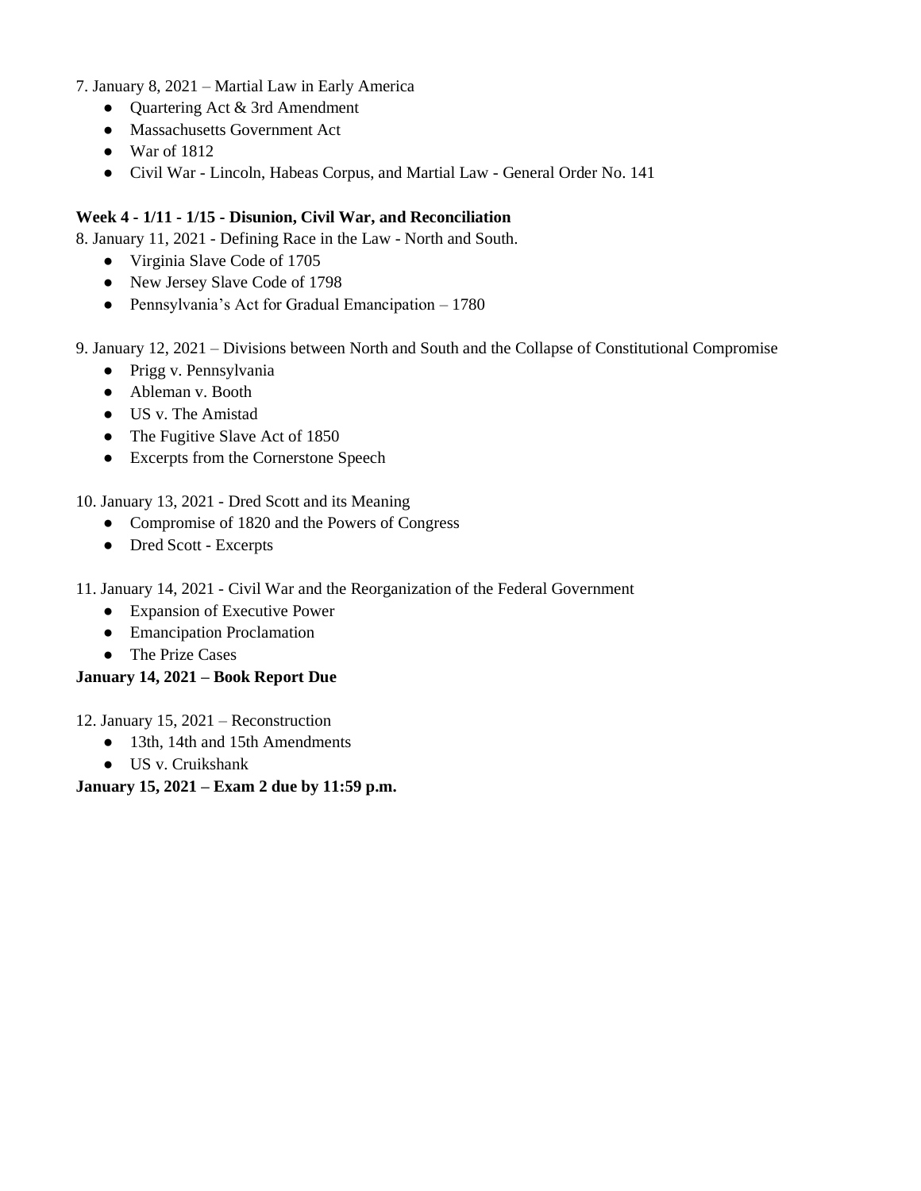7. January 8, 2021 – Martial Law in Early America

- Quartering Act & 3rd Amendment
- Massachusetts Government Act
- War of 1812
- Civil War - Lincoln, Habeas Corpus, and Martial Law - General Order No. 141

**Week 4 - 1/11 - 1/15 - Disunion, Civil War, and Reconciliation**

8. January 11, 2021 - Defining Race in the Law - North and South.

- Virginia Slave Code of 1705
- New Jersey Slave Code of 1798
- Pennsylvania's Act for Gradual Emancipation – 1780

9. January 12, 2021 – Divisions between North and South and the Collapse of Constitutional Compromise

- Prigg v. Pennsylvania
- Ableman v. Booth
- US v. The Amistad
- The Fugitive Slave Act of 1850
- Excerpts from the Cornerstone Speech

10. January 13, 2021 - Dred Scott and its Meaning

- Compromise of 1820 and the Powers of Congress
- Dred Scott - Excerpts

11. January 14, 2021 - Civil War and the Reorganization of the Federal Government

- Expansion of Executive Power
- Emancipation Proclamation
- The Prize Cases

**January 14, 2021 – Book Report Due**

12. January 15, 2021 – Reconstruction

- 13th, 14th and 15th Amendments
- US v. Cruikshank

**January 15, 2021 – Exam 2 due by 11:59 p.m.**